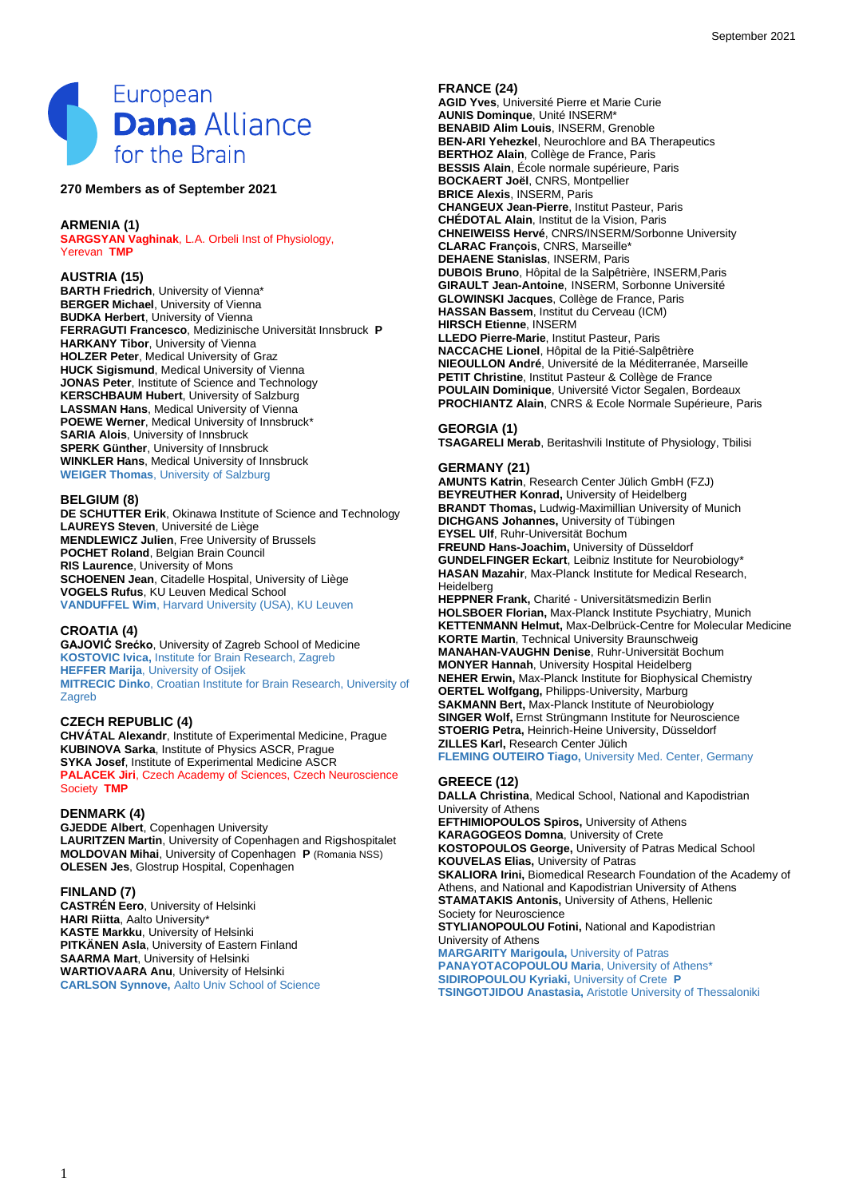European **Dana** Alliance for the Brain

**270 Members as of September 2021**

## ARMENIA (1)

**SARGSYAN Vaghinak**, L.A. Orbeli Inst of Physiology, Yerevan **TMP**

## AUSTRIA (15)

**BARTH Friedrich**, University of Vienna*
**BERGER Michael**, University of Vienna
**BUDKA Herbert**, University of Vienna
**FERRAGUTI Francesco**, Medizinische Universität Innsbruck **P**
**HARKANY Tibor**, University of Vienna
**HOLZER Peter**, Medical University of Graz
**HUCK Sigismund**, Medical University of Vienna
**JONAS Peter**, Institute of Science and Technology
**KERSCHBAUM Hubert**, University of Salzburg
**LASSMAN Hans**, Medical University of Vienna
**POEWE Werner**, Medical University of Innsbruck*
**SARIA Alois**, University of Innsbruck
**SPERK Günther**, University of Innsbruck
**WINKLER Hans**, Medical University of Innsbruck
**WEIGER Thomas**, University of Salzburg

## BELGIUM (8)

**DE SCHUTTER Erik**, Okinawa Institute of Science and Technology
**LAUREYS Steven**, Université de Liège
**MENDLEWICZ Julien**, Free University of Brussels
**POCHET Roland**, Belgian Brain Council
**RIS Laurence**, University of Mons
**SCHOENEN Jean**, Citadelle Hospital, University of Liège
**VOGELS Rufus**, KU Leuven Medical School
**VANDUFFEL Wim**, Harvard University (USA), KU Leuven

## CROATIA (4)

**GAJOVIĆ Srećko**, University of Zagreb School of Medicine
**KOSTOVIC Ivica**, Institute for Brain Research, Zagreb
**HEFFER Marija**, University of Osijek
**MITRECIC Dinko**, Croatian Institute for Brain Research, University of Zagreb

## CZECH REPUBLIC (4)

**CHVÁTAL Alexandr**, Institute of Experimental Medicine, Prague
**KUBINOVA Sarka**, Institute of Physics ASCR, Prague
**SYKA Josef**, Institute of Experimental Medicine ASCR
**PALACEK Jiri**, Czech Academy of Sciences, Czech Neuroscience Society **TMP**

## DENMARK (4)

**GJEDDE Albert**, Copenhagen University
**LAURITZEN Martin**, University of Copenhagen and Rigshospitalet
**MOLDOVAN Mihai**, University of Copenhagen **P** (Romania NSS)
**OLESEN Jes**, Glostrup Hospital, Copenhagen

## FINLAND (7)

**CASTRÉN Eero**, University of Helsinki
**HARI Riitta**, Aalto University*
**KASTE Markku**, University of Helsinki
**PITKÄNEN Asla**, University of Eastern Finland
**SAARMA Mart**, University of Helsinki
**WARTIOVAARA Anu**, University of Helsinki
**CARLSON Synnove,** Aalto Univ School of Science

## FRANCE (24)

**AGID Yves**, Université Pierre et Marie Curie
**AUNIS Dominque**, Unité INSERM*
**BENABID Alim Louis**, INSERM, Grenoble
**BEN-ARI Yehezkel**, Neurochlore and BA Therapeutics
**BERTHOZ Alain**, Collège de France, Paris
**BESSIS Alain**, École normale supérieure, Paris
**BOCKAERT Joël**, CNRS, Montpellier
**BRICE Alexis**, INSERM, Paris
**CHANGEUX Jean-Pierre**, Institut Pasteur, Paris
**CHÉDOTAL Alain**, Institut de la Vision, Paris
**CHNEIWEISS Hervé**, CNRS/INSERM/Sorbonne University
**CLARAC François**, CNRS, Marseille*
**DEHAENE Stanislas**, INSERM, Paris
**DUBOIS Bruno**, Hôpital de la Salpêtrière, INSERM,Paris
**GIRAULT Jean-Antoine**, INSERM, Sorbonne Université
**GLOWINSKI Jacques**, Collège de France, Paris
**HASSAN Bassem**, Institut du Cerveau (ICM)
**HIRSCH Etienne**, INSERM
**LLEDO Pierre-Marie**, Institut Pasteur, Paris
**NACCACHE Lionel**, Hôpital de la Pitié-Salpêtrière
**NIEOULLON André**, Université de la Méditerranée, Marseille
**PETIT Christine**, Institut Pasteur & Collège de France
**POULAIN Dominique**, Université Victor Segalen, Bordeaux
**PROCHIANTZ Alain**, CNRS & Ecole Normale Supérieure, Paris

## GEORGIA (1)

**TSAGARELI Merab**, Beritashvili Institute of Physiology, Tbilisi

## GERMANY (21)

**AMUNTS Katrin**, Research Center Jülich GmbH (FZJ)
**BEYREUTHER Konrad,** University of Heidelberg
**BRANDT Thomas,** Ludwig-Maximillian University of Munich
**DICHGANS Johannes,** University of Tübingen
**EYSEL Ulf**, Ruhr-Universität Bochum
**FREUND Hans-Joachim,** University of Düsseldorf
**GUNDELFINGER Eckart**, Leibniz Institute for Neurobiology*
**HASAN Mazahir**, Max-Planck Institute for Medical Research, Heidelberg
**HEPPNER Frank,** Charité - Universitätsmedizin Berlin
**HOLSBOER Florian,** Max-Planck Institute Psychiatry, Munich
**KETTENMANN Helmut,** Max-Delbrück-Centre for Molecular Medicine
**KORTE Martin**, Technical University Braunschweig
**MANAHAN-VAUGHN Denise**, Ruhr-Universität Bochum
**MONYER Hannah**, University Hospital Heidelberg
**NEHER Erwin,** Max-Planck Institute for Biophysical Chemistry
**OERTEL Wolfgang,** Philipps-University, Marburg
**SAKMANN Bert,** Max-Planck Institute of Neurobiology
**SINGER Wolf,** Ernst Strüngmann Institute for Neuroscience
**STOERIG Petra,** Heinrich-Heine University, Düsseldorf
**ZILLES Karl,** Research Center Jülich
**FLEMING OUTEIRO Tiago,** University Med. Center, Germany

## GREECE (12)

**DALLA Christina**, Medical School, National and Kapodistrian University of Athens
**EFTHIMIOPOULOS Spiros,** University of Athens
**KARAGOGEOS Domna**, University of Crete
**KOSTOPOULOS George,** University of Patras Medical School
**KOUVELAS Elias,** University of Patras
**SKALIORA Irini,** Biomedical Research Foundation of the Academy of Athens, and National and Kapodistrian University of Athens
**STAMATAKIS Antonis,** University of Athens, Hellenic Society for Neuroscience
**STYLIANOPOULOU Fotini,** National and Kapodistrian University of Athens
**MARGARITY Marigoula,** University of Patras
**PANAYOTACOPOULOU Maria**, University of Athens*
**SIDIROPOULOU Kyriaki,** University of Crete **P**
**TSINGOTJIDOU Anastasia,** Aristotle University of Thessaloniki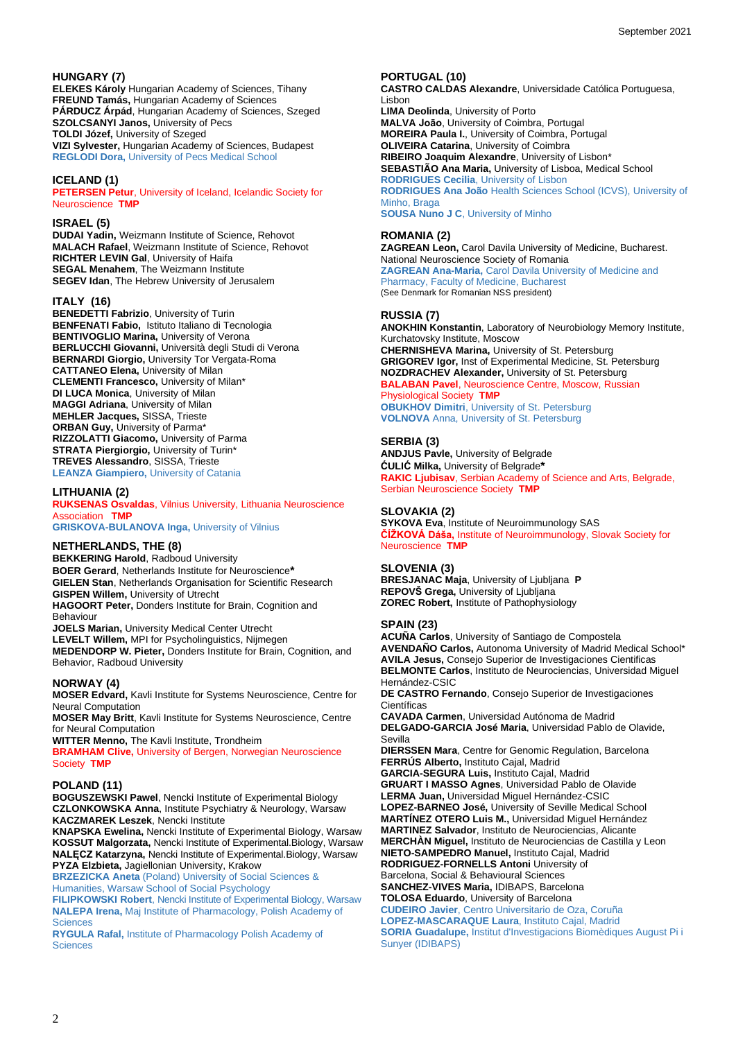## HUNGARY (7)

**ELEKES Károly** Hungarian Academy of Sciences, Tihany
**FREUND Tamás,** Hungarian Academy of Sciences
**PÁRDUCZ Árpád**, Hungarian Academy of Sciences, Szeged
**SZOLCSANYI Janos,** University of Pecs
**TOLDI József,** University of Szeged
**VIZI Sylvester,** Hungarian Academy of Sciences, Budapest
**REGLODI Dora,** University of Pecs Medical School

## ICELAND (1)

**PETERSEN Petur**, University of Iceland, Icelandic Society for Neuroscience **TMP**

## ISRAEL (5)

**DUDAI Yadin,** Weizmann Institute of Science, Rehovot
**MALACH Rafael**, Weizmann Institute of Science, Rehovot
**RICHTER LEVIN Gal**, University of Haifa
**SEGAL Menahem**, The Weizmann Institute
**SEGEV Idan**, The Hebrew University of Jerusalem

## ITALY (16)

**BENEDETTI Fabrizio**, University of Turin
**BENFENATI Fabio,** Istituto Italiano di Tecnologia
**BENTIVOGLIO Marina,** University of Verona
**BERLUCCHI Giovanni,** Università degli Studi di Verona
**BERNARDI Giorgio,** University Tor Vergata-Roma
**CATTANEO Elena,** University of Milan
**CLEMENTI Francesco,** University of Milan*
**DI LUCA Monica**, University of Milan
**MAGGI Adriana**, University of Milan
**MEHLER Jacques,** SISSA, Trieste
**ORBAN Guy,** University of Parma*
**RIZZOLATTI Giacomo,** University of Parma
**STRATA Piergiorgio,** University of Turin*
**TREVES Alessandro**, SISSA, Trieste
**LEANZA Giampiero,** University of Catania

## LITHUANIA (2)

**RUKSENAS Osvaldas**, Vilnius University, Lithuania Neuroscience Association **TMP**
**GRISKOVA-BULANOVA Inga,** University of Vilnius

## NETHERLANDS, THE (8)

**BEKKERING Harold**, Radboud University
**BOER Gerard**, Netherlands Institute for Neuroscience*
**GIELEN Stan**, Netherlands Organisation for Scientific Research
**GISPEN Willem,** University of Utrecht
**HAGOORT Peter,** Donders Institute for Brain, Cognition and Behaviour
**JOELS Marian,** University Medical Center Utrecht
**LEVELT Willem,** MPI for Psycholinguistics, Nijmegen
**MEDENDORP W. Pieter,** Donders Institute for Brain, Cognition, and Behavior, Radboud University

## NORWAY (4)

**MOSER Edvard,** Kavli Institute for Systems Neuroscience, Centre for Neural Computation
**MOSER May Britt**, Kavli Institute for Systems Neuroscience, Centre for Neural Computation
**WITTER Menno,** The Kavli Institute, Trondheim
**BRAMHAM Clive,** University of Bergen, Norwegian Neuroscience Society **TMP**

## POLAND (11)

**BOGUSZEWSKI Pawel**, Nencki Institute of Experimental Biology
**CZLONKOWSKA Anna**, Institute Psychiatry & Neurology, Warsaw
**KACZMAREK Leszek**, Nencki Institute
**KNAPSKA Ewelina,** Nencki Institute of Experimental Biology, Warsaw
**KOSSUT Malgorzata,** Nencki Institute of Experimental.Biology, Warsaw
**NALĘCZ Katarzyna,** Nencki Institute of Experimental.Biology, Warsaw
**PYZA Elzbieta,** Jagiellonian University, Krakow
**BRZEZICKA Aneta** (Poland) University of Social Sciences & Humanities, Warsaw School of Social Psychology
**FILIPKOWSKI Robert**, Nencki Institute of Experimental Biology, Warsaw
**NALEPA Irena,** Maj Institute of Pharmacology, Polish Academy of Sciences
**RYGULA Rafal,** Institute of Pharmacology Polish Academy of Sciences

## PORTUGAL (10)

**CASTRO CALDAS Alexandre**, Universidade Católica Portuguesa, Lisbon
**LIMA Deolinda**, University of Porto
**MALVA João**, University of Coimbra, Portugal
**MOREIRA Paula I.**, University of Coimbra, Portugal
**OLIVEIRA Catarina**, University of Coimbra
**RIBEIRO Joaquim Alexandre**, University of Lisbon*
**SEBASTIÃO Ana Maria,** University of Lisboa, Medical School
**RODRIGUES Cecilia**, University of Lisbon
**RODRIGUES Ana João** Health Sciences School (ICVS), University of Minho, Braga
**SOUSA Nuno J C**, University of Minho

## ROMANIA (2)

**ZAGREAN Leon,** Carol Davila University of Medicine, Bucharest. National Neuroscience Society of Romania
**ZAGREAN Ana-Maria,** Carol Davila University of Medicine and Pharmacy, Faculty of Medicine, Bucharest
(See Denmark for Romanian NSS president)

## RUSSIA (7)

**ANOKHIN Konstantin**, Laboratory of Neurobiology Memory Institute, Kurchatovsky Institute, Moscow
**CHERNISHEVA Marina,** University of St. Petersburg
**GRIGOREV Igor,** Inst of Experimental Medicine, St. Petersburg
**NOZDRACHEV Alexander,** University of St. Petersburg
**BALABAN Pavel**, Neuroscience Centre, Moscow, Russian Physiological Society **TMP**
**OBUKHOV Dimitri**, University of St. Petersburg
**VOLNOVA** Anna, University of St. Petersburg

## SERBIA (3)

**ANDJUS Pavle,** University of Belgrade
**ĆULIĆ Milka,** University of Belgrade*
**RAKIC Ljubisav**, Serbian Academy of Science and Arts, Belgrade, Serbian Neuroscience Society **TMP**

## SLOVAKIA (2)

**SYKOVA Eva**, Institute of Neuroimmunology SAS
**ČÍŽKOVÁ Dáša,** Institute of Neuroimmunology, Slovak Society for Neuroscience **TMP**

## SLOVENIA (3)

**BRESJANAC Maja**, University of Ljubljana **P**
**REPOVŠ Grega,** University of Ljubljana
**ZOREC Robert,** Institute of Pathophysiology

## SPAIN (23)

**ACUÑA Carlos**, University of Santiago de Compostela
**AVENDAÑO Carlos,** Autonoma University of Madrid Medical School*
**AVILA Jesus,** Consejo Superior de Investigaciones Cientificas
**BELMONTE Carlos**, Instituto de Neurociencias, Universidad Miguel Hernández-CSIC
**DE CASTRO Fernando**, Consejo Superior de Investigaciones Científicas
**CAVADA Carmen**, Universidad Autónoma de Madrid
**DELGADO-GARCIA José Maria**, Universidad Pablo de Olavide, Sevilla
**DIERSSEN Mara**, Centre for Genomic Regulation, Barcelona
**FERRÚS Alberto,** Instituto Cajal, Madrid
**GARCIA-SEGURA Luis,** Instituto Cajal, Madrid
**GRUART I MASSO Agnes**, Universidad Pablo de Olavide
**LERMA Juan,** Universidad Miguel Hernández-CSIC
**LOPEZ-BARNEO José,** University of Seville Medical School
**MARTÍNEZ OTERO Luis M.,** Universidad Miguel Hernández
**MARTINEZ Salvador**, Instituto de Neurociencias, Alicante
**MERCHÀN Miguel,** Instituto de Neurociencias de Castilla y Leon
**NIETO-SAMPEDRO Manuel,** Instituto Cajal, Madrid
**RODRIGUEZ-FORNELLS Antoni** University of Barcelona, Social & Behavioural Sciences
**SANCHEZ-VIVES Maria,** IDIBAPS, Barcelona
**TOLOSA Eduardo**, University of Barcelona
**CUDEIRO Javier**, Centro Universitario de Oza, Coruña
**LOPEZ-MASCARAQUE Laura**, Instituto Cajal, Madrid
**SORIA Guadalupe,** Institut d'Investigacions Biomèdiques August Pi i Sunyer (IDIBAPS)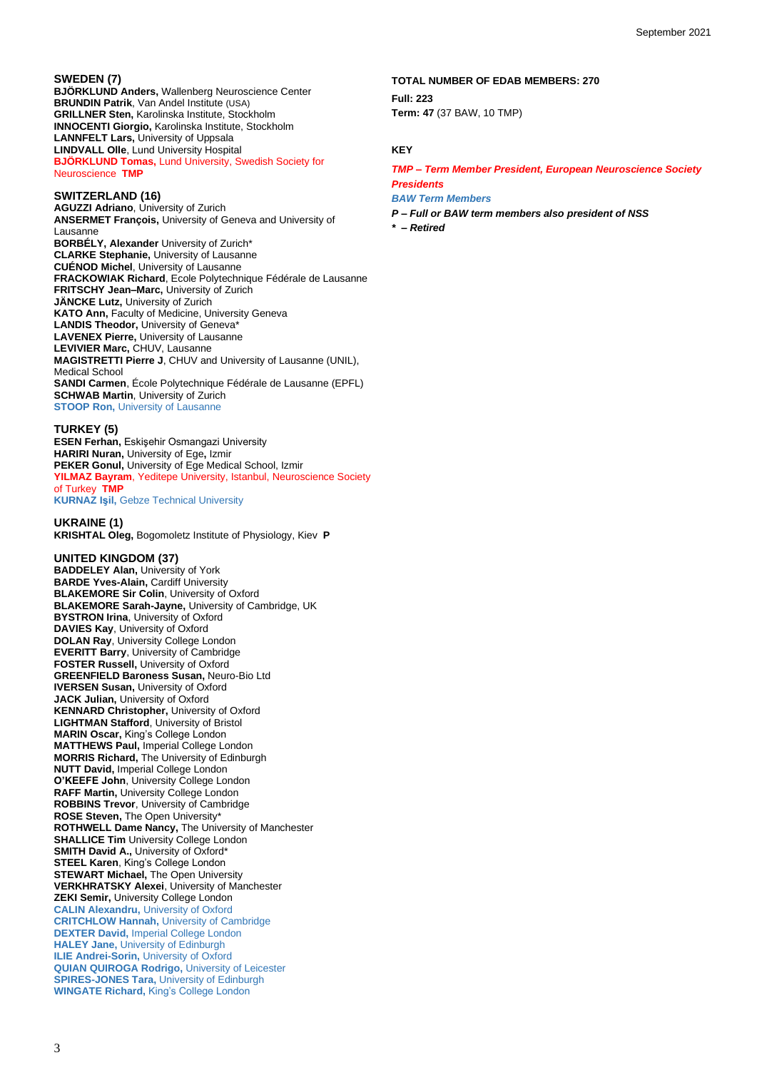## SWEDEN (7)

**BJÖRKLUND Anders,** Wallenberg Neuroscience Center
**BRUNDIN Patrik**, Van Andel Institute (USA)
**GRILLNER Sten,** Karolinska Institute, Stockholm
**INNOCENTI Giorgio,** Karolinska Institute, Stockholm
**LANNFELT Lars,** University of Uppsala
**LINDVALL Olle**, Lund University Hospital
**BJÖRKLUND Tomas,** Lund University, Swedish Society for Neuroscience **TMP**

## SWITZERLAND (16)

**AGUZZI Adriano**, University of Zurich
**ANSERMET François,** University of Geneva and University of Lausanne
**BORBÉLY, Alexander** University of Zurich*
**CLARKE Stephanie,** University of Lausanne
**CUÉNOD Michel**, University of Lausanne
**FRACKOWIAK Richard**, Ecole Polytechnique Fédérale de Lausanne
**FRITSCHY Jean–Marc,** University of Zurich
**JÄNCKE Lutz,** University of Zurich
**KATO Ann,** Faculty of Medicine, University Geneva
**LANDIS Theodor,** University of Geneva*
**LAVENEX Pierre,** University of Lausanne
**LEVIVIER Marc,** CHUV, Lausanne
**MAGISTRETTI Pierre J**, CHUV and University of Lausanne (UNIL), Medical School
**SANDI Carmen**, École Polytechnique Fédérale de Lausanne (EPFL)
**SCHWAB Martin**, University of Zurich
**STOOP Ron,** University of Lausanne

## TURKEY (5)

**ESEN Ferhan,** Eskişehir Osmangazi University
**HARIRI Nuran,** University of Ege**,** Izmir
**PEKER Gonul,** University of Ege Medical School, Izmir
**YILMAZ Bayram**, Yeditepe University, Istanbul, Neuroscience Society of Turkey **TMP**
**KURNAZ Işil,** Gebze Technical University

## UKRAINE (1)

**KRISHTAL Oleg,** Bogomoletz Institute of Physiology, Kiev **P**

## UNITED KINGDOM (37)

**BADDELEY Alan,** University of York
**BARDE Yves-Alain,** Cardiff University
**BLAKEMORE Sir Colin**, University of Oxford
**BLAKEMORE Sarah-Jayne,** University of Cambridge, UK
**BYSTRON Irina**, University of Oxford
**DAVIES Kay**, University of Oxford
**DOLAN Ray**, University College London
**EVERITT Barry**, University of Cambridge
**FOSTER Russell,** University of Oxford
**GREENFIELD Baroness Susan,** Neuro-Bio Ltd
**IVERSEN Susan,** University of Oxford
**JACK Julian,** University of Oxford
**KENNARD Christopher,** University of Oxford
**LIGHTMAN Stafford**, University of Bristol
**MARIN Oscar,** King's College London
**MATTHEWS Paul,** Imperial College London
**MORRIS Richard,** The University of Edinburgh
**NUTT David,** Imperial College London
**O'KEEFE John**, University College London
**RAFF Martin,** University College London
**ROBBINS Trevor**, University of Cambridge
**ROSE Steven,** The Open University*
**ROTHWELL Dame Nancy,** The University of Manchester
**SHALLICE Tim** University College London
**SMITH David A.,** University of Oxford*
**STEEL Karen**, King's College London
**STEWART Michael,** The Open University
**VERKHRATSKY Alexei**, University of Manchester
**ZEKI Semir,** University College London
**CALIN Alexandru,** University of Oxford
**CRITCHLOW Hannah,** University of Cambridge
**DEXTER David,** Imperial College London
**HALEY Jane,** University of Edinburgh
**ILIE Andrei-Sorin,** University of Oxford
**QUIAN QUIROGA Rodrigo,** University of Leicester
**SPIRES-JONES Tara,** University of Edinburgh
**WINGATE Richard,** King's College London

**TOTAL NUMBER OF EDAB MEMBERS: 270**

**Full: 223**
**Term: 47** (37 BAW, 10 TMP)

**KEY**

***TMP – Term Member President, European Neuroscience Society Presidents***
***BAW Term Members***
***P – Full or BAW term members also president of NSS***
***\* – Retired***